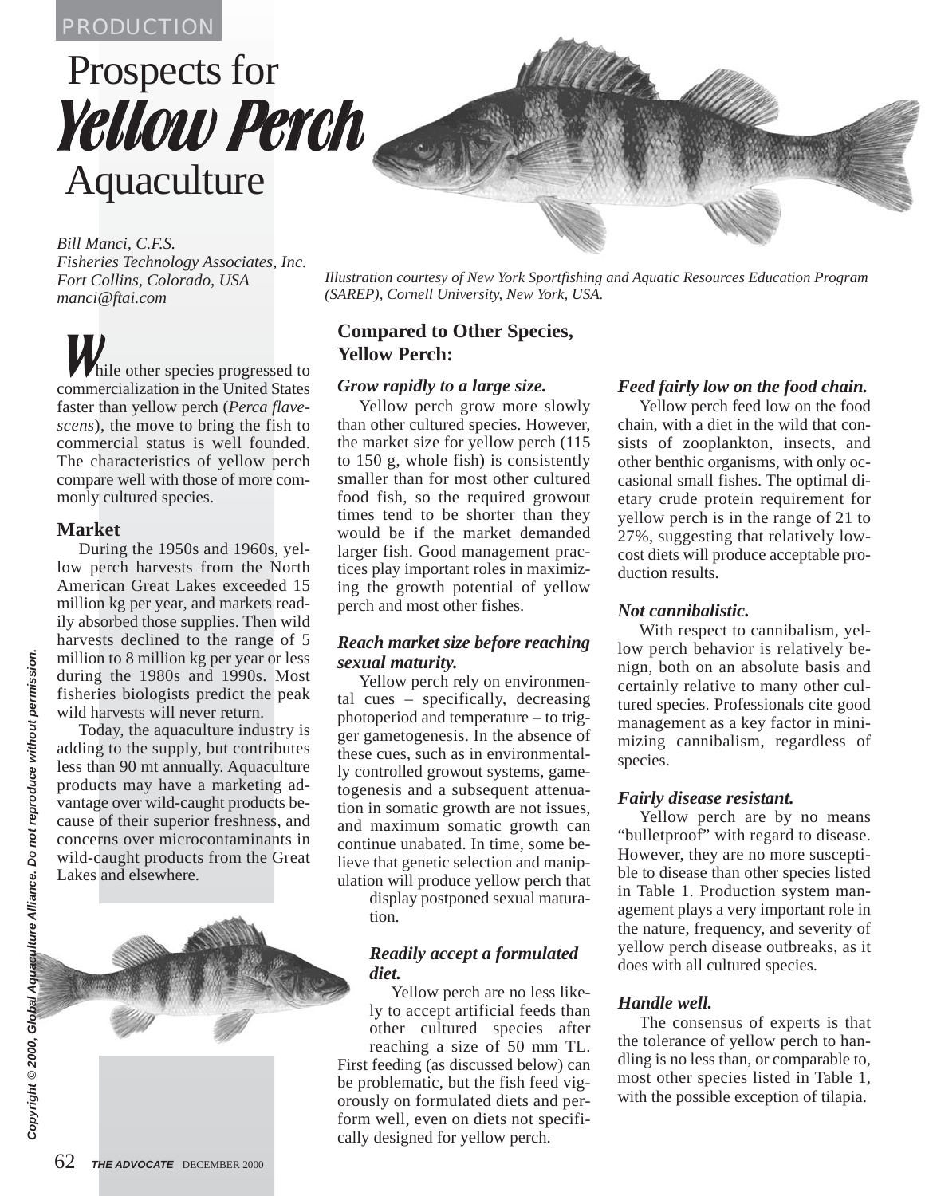PRODUCTION

# Prospects for *Yellow Perch* Aquaculture

*Bill Manci, C.F.S.*
*Fisheries Technology Associates, Inc.*
*Fort Collins, Colorado, USA*
*manci@ftai.com*

*Illustration courtesy of New York Sportfishing and Aquatic Resources Education Program (SAREP), Cornell University, New York, USA.*

While other species progressed to commercialization in the United States faster than yellow perch (*Perca flavescens*), the move to bring the fish to commercial status is well founded. The characteristics of yellow perch compare well with those of more commonly cultured species.

## Market

During the 1950s and 1960s, yellow perch harvests from the North American Great Lakes exceeded 15 million kg per year, and markets readily absorbed those supplies. Then wild harvests declined to the range of 5 million to 8 million kg per year or less during the 1980s and 1990s. Most fisheries biologists predict the peak wild harvests will never return.

Today, the aquaculture industry is adding to the supply, but contributes less than 90 mt annually. Aquaculture products may have a marketing advantage over wild-caught products because of their superior freshness, and concerns over microcontaminants in wild-caught products from the Great Lakes and elsewhere.

## Compared to Other Species, Yellow Perch:

### *Grow rapidly to a large size.*

Yellow perch grow more slowly than other cultured species. However, the market size for yellow perch (115 to 150 g, whole fish) is consistently smaller than for most other cultured food fish, so the required growout times tend to be shorter than they would be if the market demanded larger fish. Good management practices play important roles in maximizing the growth potential of yellow perch and most other fishes.

### *Reach market size before reaching sexual maturity.*

Yellow perch rely on environmental cues – specifically, decreasing photoperiod and temperature – to trigger gametogenesis. In the absence of these cues, such as in environmentally controlled growout systems, gametogenesis and a subsequent attenuation in somatic growth are not issues, and maximum somatic growth can continue unabated. In time, some believe that genetic selection and manipulation will produce yellow perch that display postponed sexual maturation.

### *Readily accept a formulated diet.*

Yellow perch are no less likely to accept artificial feeds than other cultured species after reaching a size of 50 mm TL. First feeding (as discussed below) can be problematic, but the fish feed vigorously on formulated diets and perform well, even on diets not specifically designed for yellow perch.

### *Feed fairly low on the food chain.*

Yellow perch feed low on the food chain, with a diet in the wild that consists of zooplankton, insects, and other benthic organisms, with only occasional small fishes. The optimal dietary crude protein requirement for yellow perch is in the range of 21 to 27%, suggesting that relatively low-cost diets will produce acceptable production results.

### *Not cannibalistic.*

With respect to cannibalism, yellow perch behavior is relatively benign, both on an absolute basis and certainly relative to many other cultured species. Professionals cite good management as a key factor in minimizing cannibalism, regardless of species.

### *Fairly disease resistant.*

Yellow perch are by no means "bulletproof" with regard to disease. However, they are no more susceptible to disease than other species listed in Table 1. Production system management plays a very important role in the nature, frequency, and severity of yellow perch disease outbreaks, as it does with all cultured species.

### *Handle well.*

The consensus of experts is that the tolerance of yellow perch to handling is no less than, or comparable to, most other species listed in Table 1, with the possible exception of tilapia.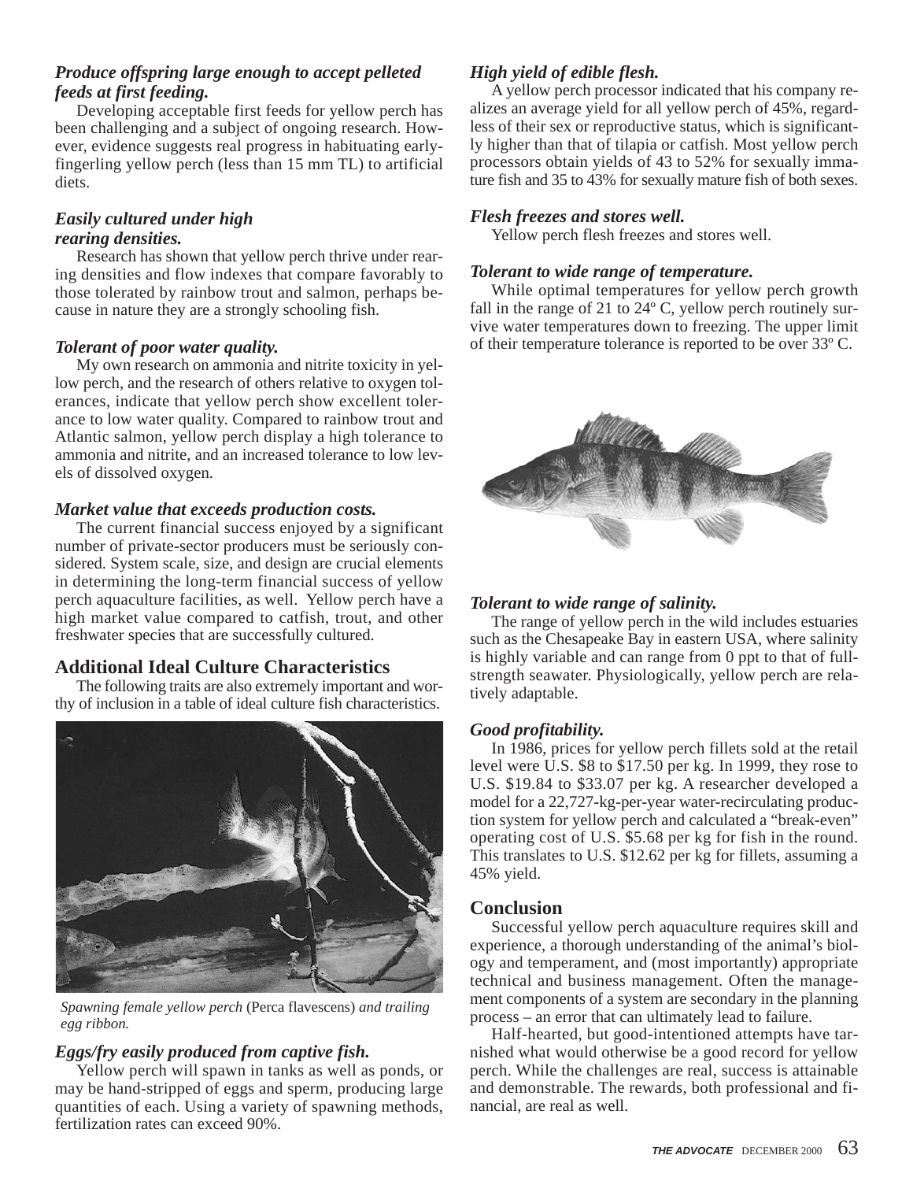### *Produce offspring large enough to accept pelleted feeds at first feeding.*

Developing acceptable first feeds for yellow perch has been challenging and a subject of ongoing research. However, evidence suggests real progress in habituating early-fingerling yellow perch (less than 15 mm TL) to artificial diets.

### *Easily cultured under high rearing densities.*

Research has shown that yellow perch thrive under rearing densities and flow indexes that compare favorably to those tolerated by rainbow trout and salmon, perhaps because in nature they are a strongly schooling fish.

### *Tolerant of poor water quality.*

My own research on ammonia and nitrite toxicity in yellow perch, and the research of others relative to oxygen tolerances, indicate that yellow perch show excellent tolerance to low water quality. Compared to rainbow trout and Atlantic salmon, yellow perch display a high tolerance to ammonia and nitrite, and an increased tolerance to low levels of dissolved oxygen.

### *Market value that exceeds production costs.*

The current financial success enjoyed by a significant number of private-sector producers must be seriously considered. System scale, size, and design are crucial elements in determining the long-term financial success of yellow perch aquaculture facilities, as well. Yellow perch have a high market value compared to catfish, trout, and other freshwater species that are successfully cultured.

## Additional Ideal Culture Characteristics

The following traits are also extremely important and worthy of inclusion in a table of ideal culture fish characteristics.

*Spawning female yellow perch* (Perca flavescens) *and trailing egg ribbon.*

### *Eggs/fry easily produced from captive fish.*

Yellow perch will spawn in tanks as well as ponds, or may be hand-stripped of eggs and sperm, producing large quantities of each. Using a variety of spawning methods, fertilization rates can exceed 90%.

### *High yield of edible flesh.*

A yellow perch processor indicated that his company realizes an average yield for all yellow perch of 45%, regardless of their sex or reproductive status, which is significantly higher than that of tilapia or catfish. Most yellow perch processors obtain yields of 43 to 52% for sexually immature fish and 35 to 43% for sexually mature fish of both sexes.

### *Flesh freezes and stores well.*

Yellow perch flesh freezes and stores well.

### *Tolerant to wide range of temperature.*

While optimal temperatures for yellow perch growth fall in the range of 21 to 24º C, yellow perch routinely survive water temperatures down to freezing. The upper limit of their temperature tolerance is reported to be over 33º C.

### *Tolerant to wide range of salinity.*

The range of yellow perch in the wild includes estuaries such as the Chesapeake Bay in eastern USA, where salinity is highly variable and can range from 0 ppt to that of full-strength seawater. Physiologically, yellow perch are relatively adaptable.

### *Good profitability.*

In 1986, prices for yellow perch fillets sold at the retail level were U.S. $8 to $17.50 per kg. In 1999, they rose to U.S. $19.84 to $33.07 per kg. A researcher developed a model for a 22,727-kg-per-year water-recirculating production system for yellow perch and calculated a "break-even" operating cost of U.S. $5.68 per kg for fish in the round. This translates to U.S. $12.62 per kg for fillets, assuming a 45% yield.

## Conclusion

Successful yellow perch aquaculture requires skill and experience, a thorough understanding of the animal's biology and temperament, and (most importantly) appropriate technical and business management. Often the management components of a system are secondary in the planning process – an error that can ultimately lead to failure.

Half-hearted, but good-intentioned attempts have tarnished what would otherwise be a good record for yellow perch. While the challenges are real, success is attainable and demonstrable. The rewards, both professional and financial, are real as well.